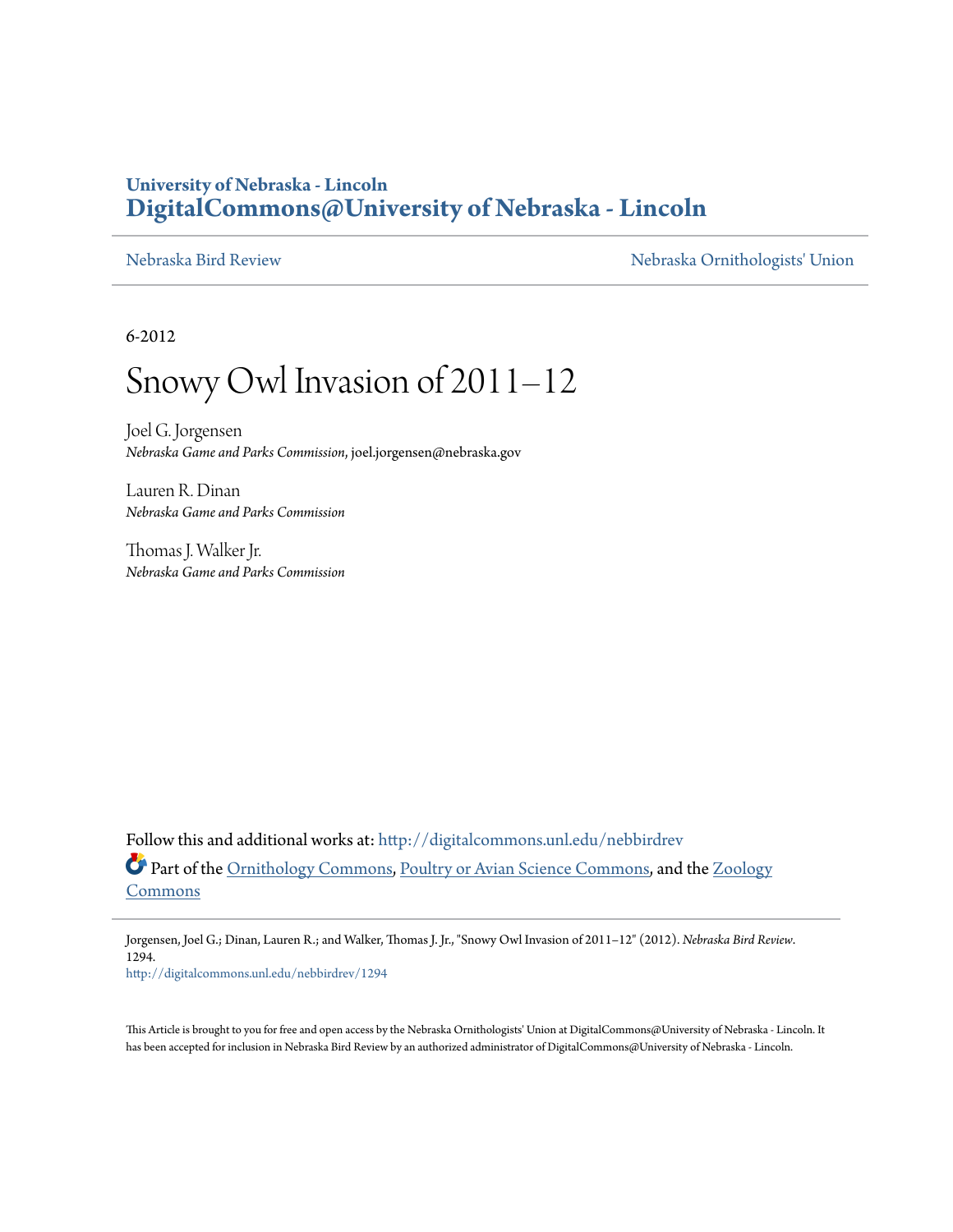# University of Nebraska - Lincoln
# DigitalCommons@University of Nebraska - Lincoln

Nebraska Bird Review | Nebraska Ornithologists' Union

6-2012

# Snowy Owl Invasion of 2011–12

Joel G. Jorgensen
*Nebraska Game and Parks Commission*, joel.jorgensen@nebraska.gov

Lauren R. Dinan
*Nebraska Game and Parks Commission*

Thomas J. Walker Jr.
*Nebraska Game and Parks Commission*

Follow this and additional works at: http://digitalcommons.unl.edu/nebbirdrev

Part of the Ornithology Commons, Poultry or Avian Science Commons, and the Zoology Commons

Jorgensen, Joel G.; Dinan, Lauren R.; and Walker, Thomas J. Jr., "Snowy Owl Invasion of 2011–12" (2012). *Nebraska Bird Review*. 1294.
http://digitalcommons.unl.edu/nebbirdrev/1294

This Article is brought to you for free and open access by the Nebraska Ornithologists' Union at DigitalCommons@University of Nebraska - Lincoln. It has been accepted for inclusion in Nebraska Bird Review by an authorized administrator of DigitalCommons@University of Nebraska - Lincoln.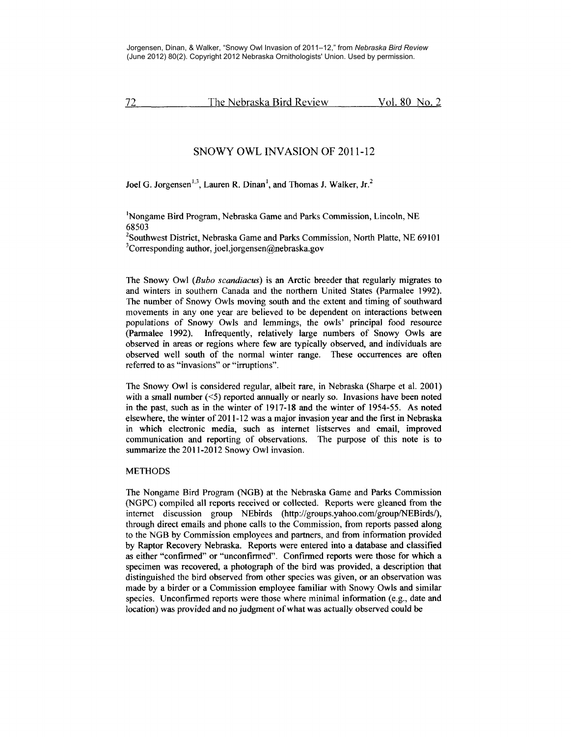Jorgensen, Dinan, & Walker, "Snowy Owl Invasion of 2011–12," from *Nebraska Bird Review* (June 2012) 80(2). Copyright 2012 Nebraska Ornithologists' Union. Used by permission.

# SNOWY OWL INVASION OF 2011-12

Joel G. Jorgensen[1,3], Lauren R. Dinan[1], and Thomas J. Walker, Jr.[2]

[1]Nongame Bird Program, Nebraska Game and Parks Commission, Lincoln, NE 68503
[2]Southwest District, Nebraska Game and Parks Commission, North Platte, NE 69101
[3]Corresponding author, joel.jorgensen@nebraska.gov

The Snowy Owl (*Bubo scandiacus*) is an Arctic breeder that regularly migrates to and winters in southern Canada and the northern United States (Parmalee 1992). The number of Snowy Owls moving south and the extent and timing of southward movements in any one year are believed to be dependent on interactions between populations of Snowy Owls and lemmings, the owls' principal food resource (Parmalee 1992). Infrequently, relatively large numbers of Snowy Owls are observed in areas or regions where few are typically observed, and individuals are observed well south of the normal winter range. These occurrences are often referred to as "invasions" or "irruptions".

The Snowy Owl is considered regular, albeit rare, in Nebraska (Sharpe et al. 2001) with a small number (<5) reported annually or nearly so. Invasions have been noted in the past, such as in the winter of 1917-18 and the winter of 1954-55. As noted elsewhere, the winter of 2011-12 was a major invasion year and the first in Nebraska in which electronic media, such as internet listserves and email, improved communication and reporting of observations. The purpose of this note is to summarize the 2011-2012 Snowy Owl invasion.

## METHODS

The Nongame Bird Program (NGB) at the Nebraska Game and Parks Commission (NGPC) compiled all reports received or collected. Reports were gleaned from the internet discussion group NEbirds (http://groups.yahoo.com/group/NEBirds/), through direct emails and phone calls to the Commission, from reports passed along to the NGB by Commission employees and partners, and from information provided by Raptor Recovery Nebraska. Reports were entered into a database and classified as either "confirmed" or "unconfirmed". Confirmed reports were those for which a specimen was recovered, a photograph of the bird was provided, a description that distinguished the bird observed from other species was given, or an observation was made by a birder or a Commission employee familiar with Snowy Owls and similar species. Unconfirmed reports were those where minimal information (e.g., date and location) was provided and no judgment of what was actually observed could be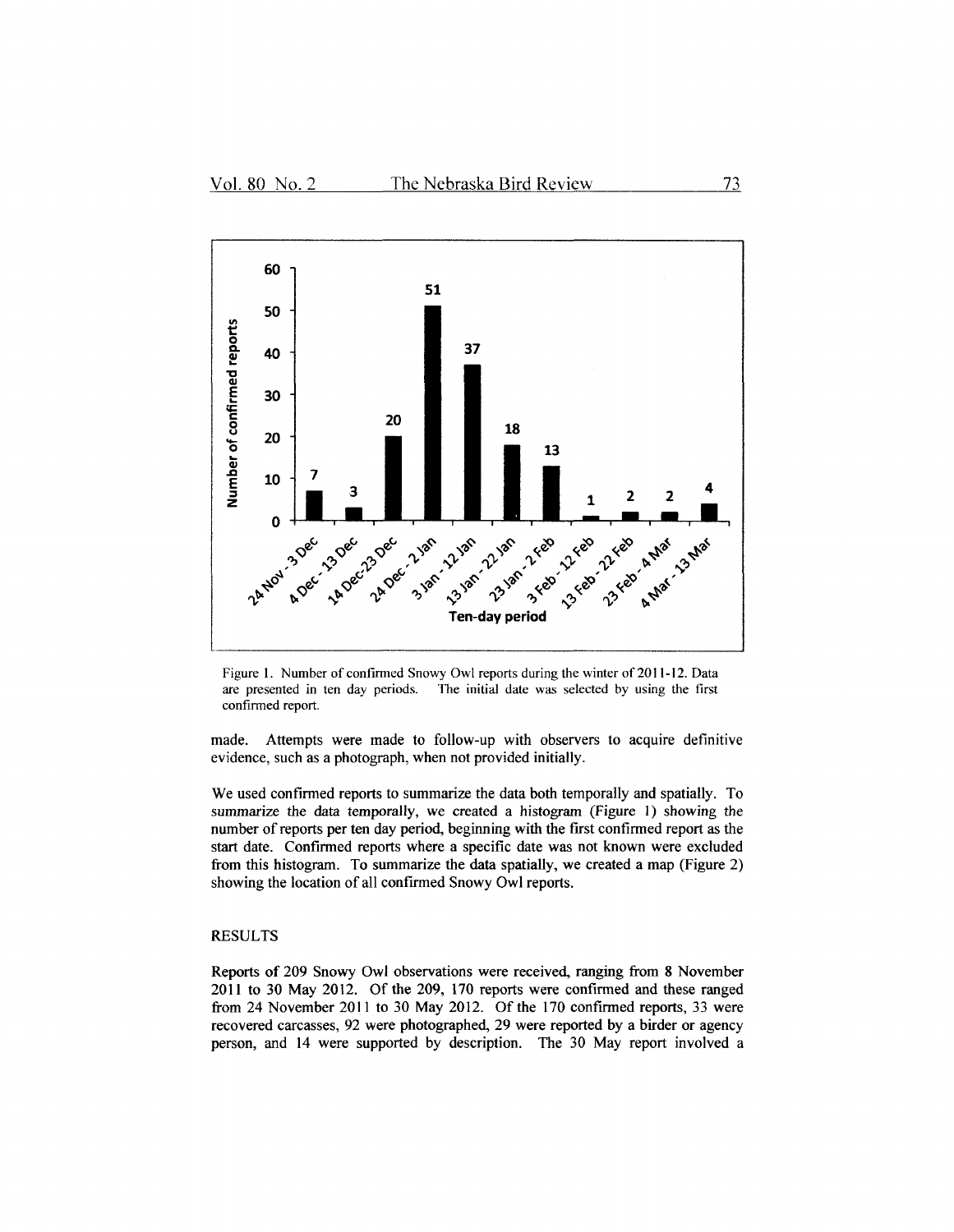Figure 1. Number of confirmed Snowy Owl reports during the winter of 2011-12. Data are presented in ten day periods. The initial date was selected by using the first confirmed report.

made. Attempts were made to follow-up with observers to acquire definitive evidence, such as a photograph, when not provided initially.

We used confirmed reports to summarize the data both temporally and spatially. To summarize the data temporally, we created a histogram (Figure 1) showing the number of reports per ten day period, beginning with the first confirmed report as the start date. Confirmed reports where a specific date was not known were excluded from this histogram. To summarize the data spatially, we created a map (Figure 2) showing the location of all confirmed Snowy Owl reports.

## RESULTS

Reports of 209 Snowy Owl observations were received, ranging from 8 November 2011 to 30 May 2012. Of the 209, 170 reports were confirmed and these ranged from 24 November 2011 to 30 May 2012. Of the 170 confirmed reports, 33 were recovered carcasses, 92 were photographed, 29 were reported by a birder or agency person, and 14 were supported by description. The 30 May report involved a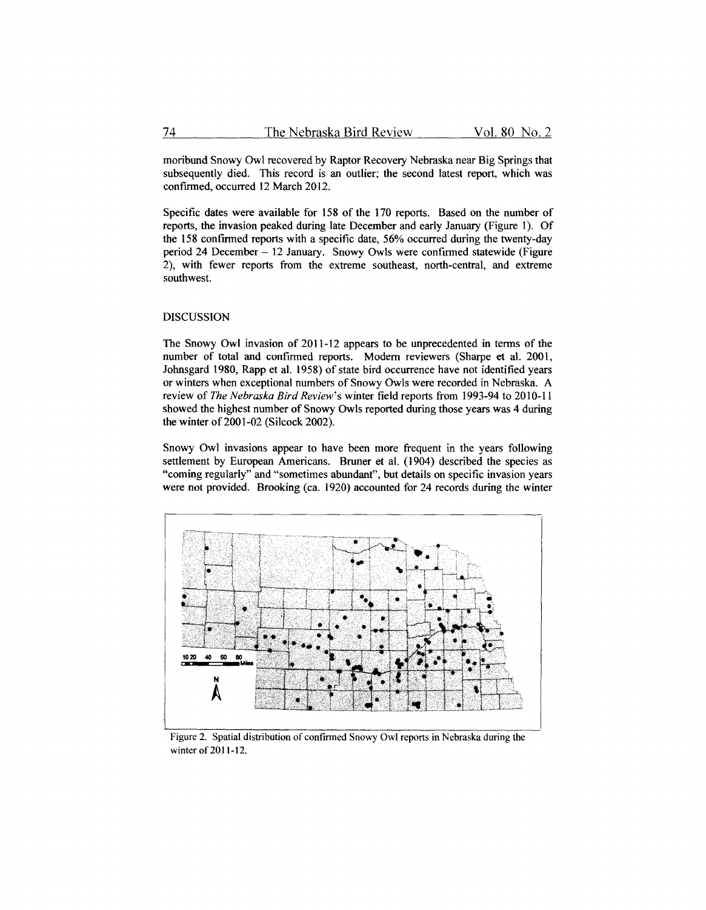moribund Snowy Owl recovered by Raptor Recovery Nebraska near Big Springs that subsequently died. This record is an outlier; the second latest report, which was confirmed, occurred 12 March 2012.

Specific dates were available for 158 of the 170 reports. Based on the number of reports, the invasion peaked during late December and early January (Figure 1). Of the 158 confirmed reports with a specific date, 56% occurred during the twenty-day period 24 December – 12 January. Snowy Owls were confirmed statewide (Figure 2), with fewer reports from the extreme southeast, north-central, and extreme southwest.

## DISCUSSION

The Snowy Owl invasion of 2011-12 appears to be unprecedented in terms of the number of total and confirmed reports. Modern reviewers (Sharpe et al. 2001, Johnsgard 1980, Rapp et al. 1958) of state bird occurrence have not identified years or winters when exceptional numbers of Snowy Owls were recorded in Nebraska. A review of *The Nebraska Bird Review*'s winter field reports from 1993-94 to 2010-11 showed the highest number of Snowy Owls reported during those years was 4 during the winter of 2001-02 (Silcock 2002).

Snowy Owl invasions appear to have been more frequent in the years following settlement by European Americans. Bruner et al. (1904) described the species as "coming regularly" and "sometimes abundant", but details on specific invasion years were not provided. Brooking (ca. 1920) accounted for 24 records during the winter

Figure 2. Spatial distribution of confirmed Snowy Owl reports in Nebraska during the winter of 2011-12.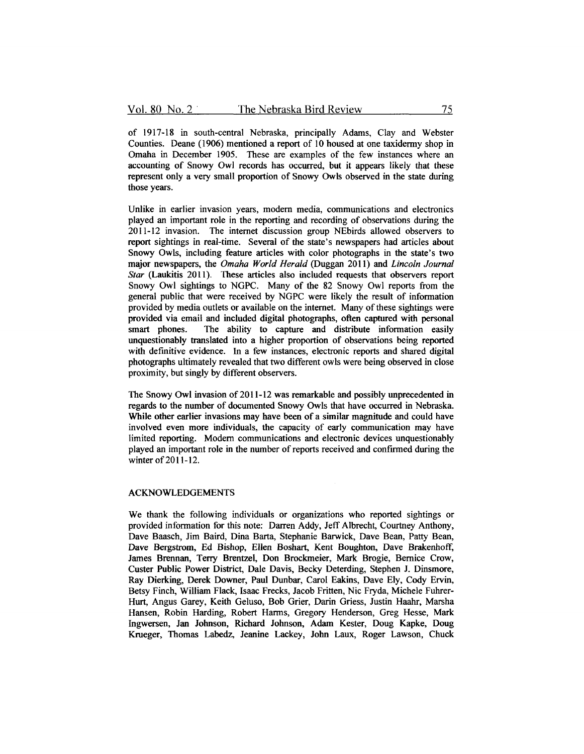of 1917-18 in south-central Nebraska, principally Adams, Clay and Webster Counties. Deane (1906) mentioned a report of 10 housed at one taxidermy shop in Omaha in December 1905. These are examples of the few instances where an accounting of Snowy Owl records has occurred, but it appears likely that these represent only a very small proportion of Snowy Owls observed in the state during those years.

Unlike in earlier invasion years, modern media, communications and electronics played an important role in the reporting and recording of observations during the 2011-12 invasion. The internet discussion group NEbirds allowed observers to report sightings in real-time. Several of the state's newspapers had articles about Snowy Owls, including feature articles with color photographs in the state's two major newspapers, the *Omaha World Herald* (Duggan 2011) and *Lincoln Journal Star* (Laukitis 2011). These articles also included requests that observers report Snowy Owl sightings to NGPC. Many of the 82 Snowy Owl reports from the general public that were received by NGPC were likely the result of information provided by media outlets or available on the internet. Many of these sightings were provided via email and included digital photographs, often captured with personal smart phones. The ability to capture and distribute information easily unquestionably translated into a higher proportion of observations being reported with definitive evidence. In a few instances, electronic reports and shared digital photographs ultimately revealed that two different owls were being observed in close proximity, but singly by different observers.

The Snowy Owl invasion of 2011-12 was remarkable and possibly unprecedented in regards to the number of documented Snowy Owls that have occurred in Nebraska. While other earlier invasions may have been of a similar magnitude and could have involved even more individuals, the capacity of early communication may have limited reporting. Modern communications and electronic devices unquestionably played an important role in the number of reports received and confirmed during the winter of 2011-12.

## ACKNOWLEDGEMENTS

We thank the following individuals or organizations who reported sightings or provided information for this note: Darren Addy, Jeff Albrecht, Courtney Anthony, Dave Baasch, Jim Baird, Dina Barta, Stephanie Barwick, Dave Bean, Patty Bean, Dave Bergstrom, Ed Bishop, Ellen Boshart, Kent Boughton, Dave Brakenhoff, James Brennan, Terry Brentzel, Don Brockmeier, Mark Brogie, Bernice Crow, Custer Public Power District, Dale Davis, Becky Deterding, Stephen J. Dinsmore, Ray Dierking, Derek Downer, Paul Dunbar, Carol Eakins, Dave Ely, Cody Ervin, Betsy Finch, William Flack, Isaac Frecks, Jacob Fritten, Nic Fryda, Michele Fuhrer-Hurt, Angus Garey, Keith Geluso, Bob Grier, Darin Griess, Justin Haahr, Marsha Hansen, Robin Harding, Robert Harms, Gregory Henderson, Greg Hesse, Mark Ingwersen, Jan Johnson, Richard Johnson, Adam Kester, Doug Kapke, Doug Krueger, Thomas Labedz, Jeanine Lackey, John Laux, Roger Lawson, Chuck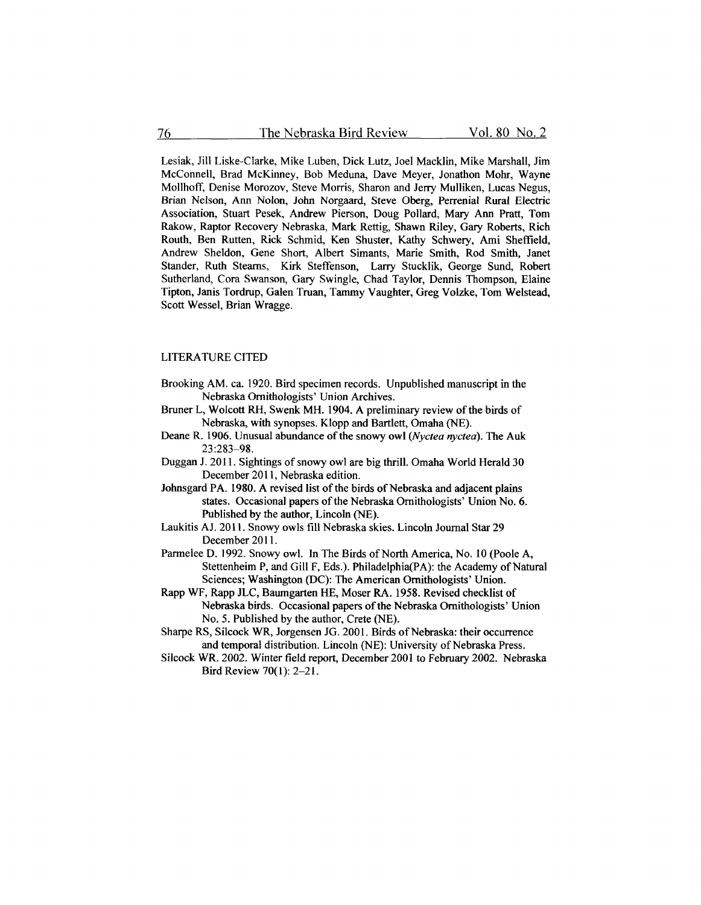Lesiak, Jill Liske-Clarke, Mike Luben, Dick Lutz, Joel Macklin, Mike Marshall, Jim McConnell, Brad McKinney, Bob Meduna, Dave Meyer, Jonathon Mohr, Wayne Mollhoff, Denise Morozov, Steve Morris, Sharon and Jerry Mulliken, Lucas Negus, Brian Nelson, Ann Nolon, John Norgaard, Steve Oberg, Perrenial Rural Electric Association, Stuart Pesek, Andrew Pierson, Doug Pollard, Mary Ann Pratt, Tom Rakow, Raptor Recovery Nebraska, Mark Rettig, Shawn Riley, Gary Roberts, Rich Routh, Ben Rutten, Rick Schmid, Ken Shuster, Kathy Schwery, Ami Sheffield, Andrew Sheldon, Gene Short, Albert Simants, Marie Smith, Rod Smith, Janet Stander, Ruth Stearns, Kirk Steffenson, Larry Stucklik, George Sund, Robert Sutherland, Cora Swanson, Gary Swingle, Chad Taylor, Dennis Thompson, Elaine Tipton, Janis Tordrup, Galen Truan, Tammy Vaughter, Greg Volzke, Tom Welstead, Scott Wessel, Brian Wragge.

## LITERATURE CITED

Brooking AM. ca. 1920. Bird specimen records. Unpublished manuscript in the Nebraska Ornithologists' Union Archives.

Bruner L, Wolcott RH, Swenk MH. 1904. A preliminary review of the birds of Nebraska, with synopses. Klopp and Bartlett, Omaha (NE).

Deane R. 1906. Unusual abundance of the snowy owl (*Nyctea nyctea*). The Auk 23:283–98.

Duggan J. 2011. Sightings of snowy owl are big thrill. Omaha World Herald 30 December 2011, Nebraska edition.

Johnsgard PA. 1980. A revised list of the birds of Nebraska and adjacent plains states. Occasional papers of the Nebraska Ornithologists' Union No. 6. Published by the author, Lincoln (NE).

Laukitis AJ. 2011. Snowy owls fill Nebraska skies. Lincoln Journal Star 29 December 2011.

Parmelee D. 1992. Snowy owl. In The Birds of North America, No. 10 (Poole A, Stettenheim P, and Gill F, Eds.). Philadelphia(PA): the Academy of Natural Sciences; Washington (DC): The American Ornithologists' Union.

Rapp WF, Rapp JLC, Baumgarten HE, Moser RA. 1958. Revised checklist of Nebraska birds. Occasional papers of the Nebraska Ornithologists' Union No. 5. Published by the author, Crete (NE).

Sharpe RS, Silcock WR, Jorgensen JG. 2001. Birds of Nebraska: their occurrence and temporal distribution. Lincoln (NE): University of Nebraska Press.

Silcock WR. 2002. Winter field report, December 2001 to February 2002. Nebraska Bird Review 70(1): 2–21.